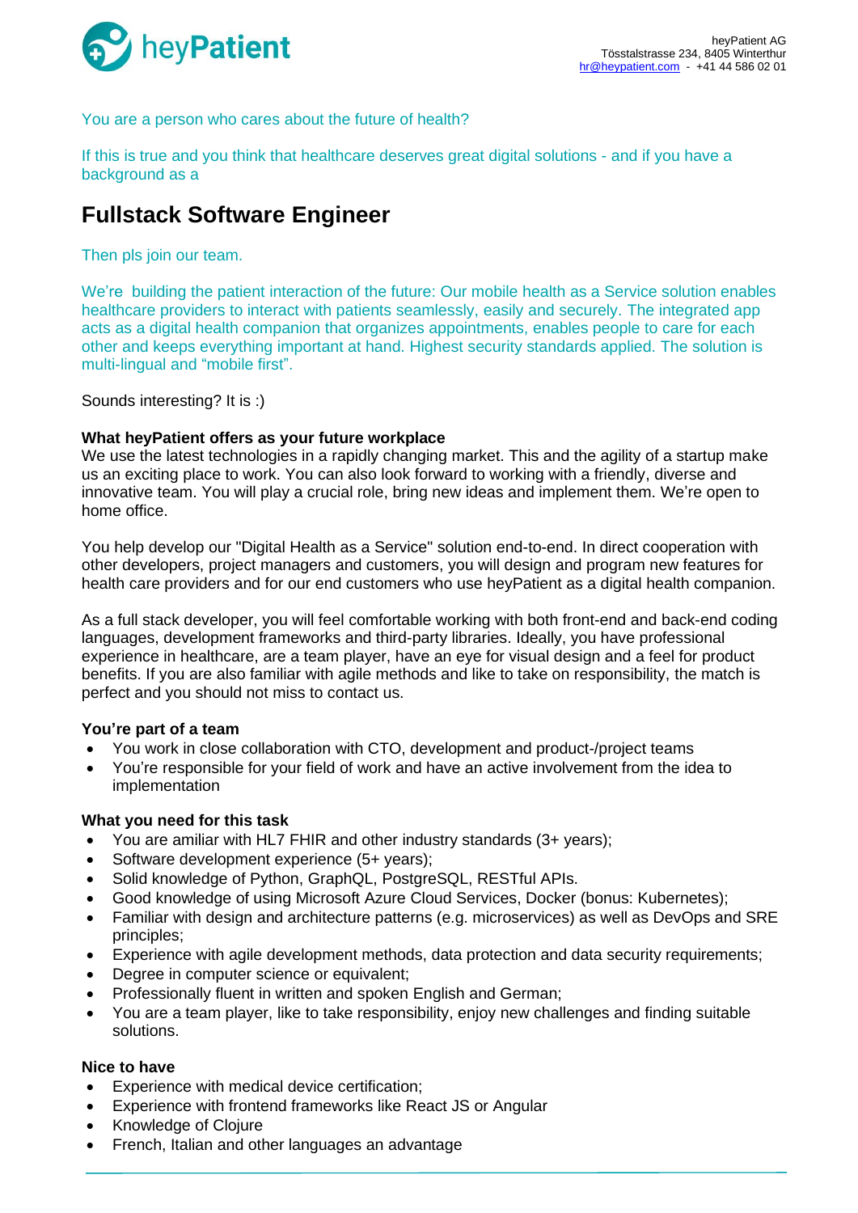heyPatient AG
Tösstalstrasse 234, 8405 Winterthur
hr@heypatient.com - +41 44 586 02 01

You are a person who cares about the future of health?

If this is true and you think that healthcare deserves great digital solutions - and if you have a background as a

# Fullstack Software Engineer

Then pls join our team.

We're building the patient interaction of the future: Our mobile health as a Service solution enables healthcare providers to interact with patients seamlessly, easily and securely. The integrated app acts as a digital health companion that organizes appointments, enables people to care for each other and keeps everything important at hand. Highest security standards applied. The solution is multi-lingual and "mobile first".

Sounds interesting? It is :)

**What heyPatient offers as your future workplace**
We use the latest technologies in a rapidly changing market. This and the agility of a startup make us an exciting place to work. You can also look forward to working with a friendly, diverse and innovative team. You will play a crucial role, bring new ideas and implement them. We're open to home office.

You help develop our "Digital Health as a Service" solution end-to-end. In direct cooperation with other developers, project managers and customers, you will design and program new features for health care providers and for our end customers who use heyPatient as a digital health companion.

As a full stack developer, you will feel comfortable working with both front-end and back-end coding languages, development frameworks and third-party libraries. Ideally, you have professional experience in healthcare, are a team player, have an eye for visual design and a feel for product benefits. If you are also familiar with agile methods and like to take on responsibility, the match is perfect and you should not miss to contact us.

**You're part of a team**

- You work in close collaboration with CTO, development and product-/project teams
- You're responsible for your field of work and have an active involvement from the idea to implementation

**What you need for this task**

- You are amiliar with HL7 FHIR and other industry standards (3+ years);
- Software development experience (5+ years);
- Solid knowledge of Python, GraphQL, PostgreSQL, RESTful APIs.
- Good knowledge of using Microsoft Azure Cloud Services, Docker (bonus: Kubernetes);
- Familiar with design and architecture patterns (e.g. microservices) as well as DevOps and SRE principles;
- Experience with agile development methods, data protection and data security requirements;
- Degree in computer science or equivalent;
- Professionally fluent in written and spoken English and German;
- You are a team player, like to take responsibility, enjoy new challenges and finding suitable solutions.

**Nice to have**

- Experience with medical device certification;
- Experience with frontend frameworks like React JS or Angular
- Knowledge of Clojure
- French, Italian and other languages an advantage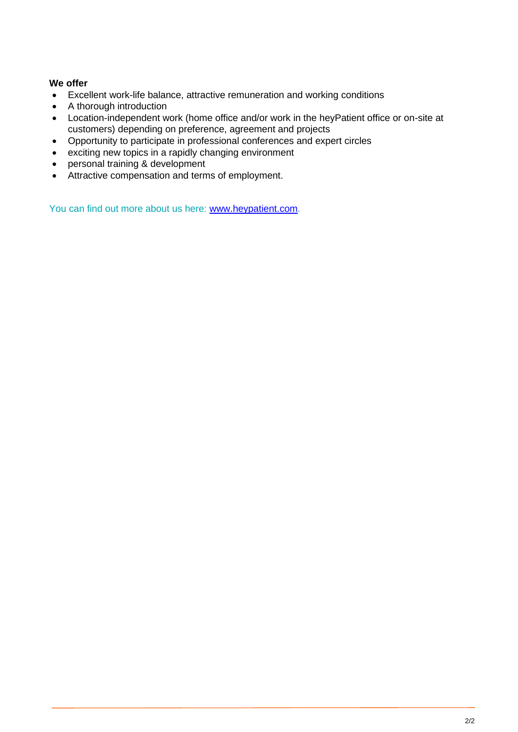**We offer**

- Excellent work-life balance, attractive remuneration and working conditions
- A thorough introduction
- Location-independent work (home office and/or work in the heyPatient office or on-site at customers) depending on preference, agreement and projects
- Opportunity to participate in professional conferences and expert circles
- exciting new topics in a rapidly changing environment
- personal training & development
- Attractive compensation and terms of employment.

You can find out more about us here: [www.heypatient.com](http://www.heypatient.com).